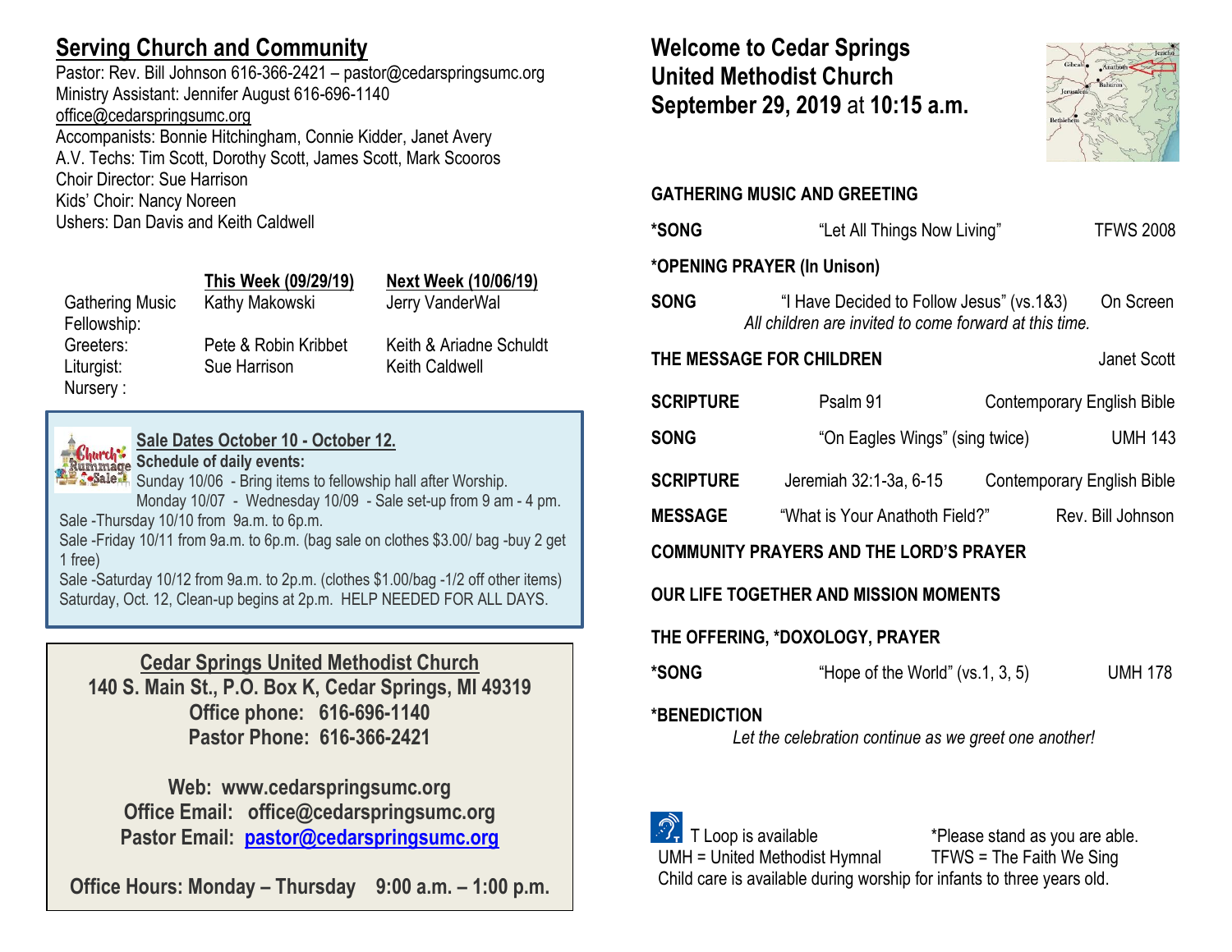## Serving Church and Community

Pastor: Rev. Bill Johnson 616-366-2421 – pastor@cedarspringsumc.org
Ministry Assistant: Jennifer August 616-696-1140
office@cedarspringsumc.org
Accompanists: Bonnie Hitchingham, Connie Kidder, Janet Avery
A.V. Techs: Tim Scott, Dorothy Scott, James Scott, Mark Scooros
Choir Director: Sue Harrison
Kids' Choir: Nancy Noreen
Ushers: Dan Davis and Keith Caldwell

| | This Week (09/29/19) | Next Week (10/06/19) |
|---|---|---|
| Gathering Music | Kathy Makowski | Jerry VanderWal |
| Fellowship: | | |
| Greeters: | Pete & Robin Kribbet | Keith & Ariadne Schuldt |
| Liturgist: | Sue Harrison | Keith Caldwell |
| Nursery : | | |

**Sale Dates October 10 - October 12.**
**Schedule of daily events:**
Sunday 10/06 - Bring items to fellowship hall after Worship.
Monday 10/07 - Wednesday 10/09 - Sale set-up from 9 am - 4 pm.
Sale -Thursday 10/10 from 9a.m. to 6p.m.
Sale -Friday 10/11 from 9a.m. to 6p.m. (bag sale on clothes $3.00/ bag -buy 2 get 1 free)
Sale -Saturday 10/12 from 9a.m. to 2p.m. (clothes $1.00/bag -1/2 off other items)
Saturday, Oct. 12, Clean-up begins at 2p.m. HELP NEEDED FOR ALL DAYS.

**Cedar Springs United Methodist Church**
**140 S. Main St., P.O. Box K, Cedar Springs, MI 49319**
**Office phone: 616-696-1140**
**Pastor Phone: 616-366-2421**

**Web: www.cedarspringsumc.org**
**Office Email: office@cedarspringsumc.org**
**Pastor Email: pastor@cedarspringsumc.org**

**Office Hours: Monday – Thursday 9:00 a.m. – 1:00 p.m.**

# Welcome to Cedar Springs United Methodist Church September 29, 2019 at 10:15 a.m.

**GATHERING MUSIC AND GREETING**

**\*SONG** "Let All Things Now Living" TFWS 2008

**\*OPENING PRAYER (In Unison)**

**SONG** "I Have Decided to Follow Jesus" (vs.1&3) On Screen
*All children are invited to come forward at this time.*

**THE MESSAGE FOR CHILDREN** Janet Scott

**SCRIPTURE** Psalm 91 Contemporary English Bible

**SONG** "On Eagles Wings" (sing twice) UMH 143

**SCRIPTURE** Jeremiah 32:1-3a, 6-15 Contemporary English Bible

**MESSAGE** "What is Your Anathoth Field?" Rev. Bill Johnson

**COMMUNITY PRAYERS AND THE LORD'S PRAYER**

**OUR LIFE TOGETHER AND MISSION MOMENTS**

**THE OFFERING, \*DOXOLOGY, PRAYER**

**\*SONG** "Hope of the World" (vs.1, 3, 5) UMH 178

**\*BENEDICTION**
*Let the celebration continue as we greet one another!*

T Loop is available *Please stand as you are able.
UMH = United Methodist Hymnal TFWS = The Faith We Sing
Child care is available during worship for infants to three years old.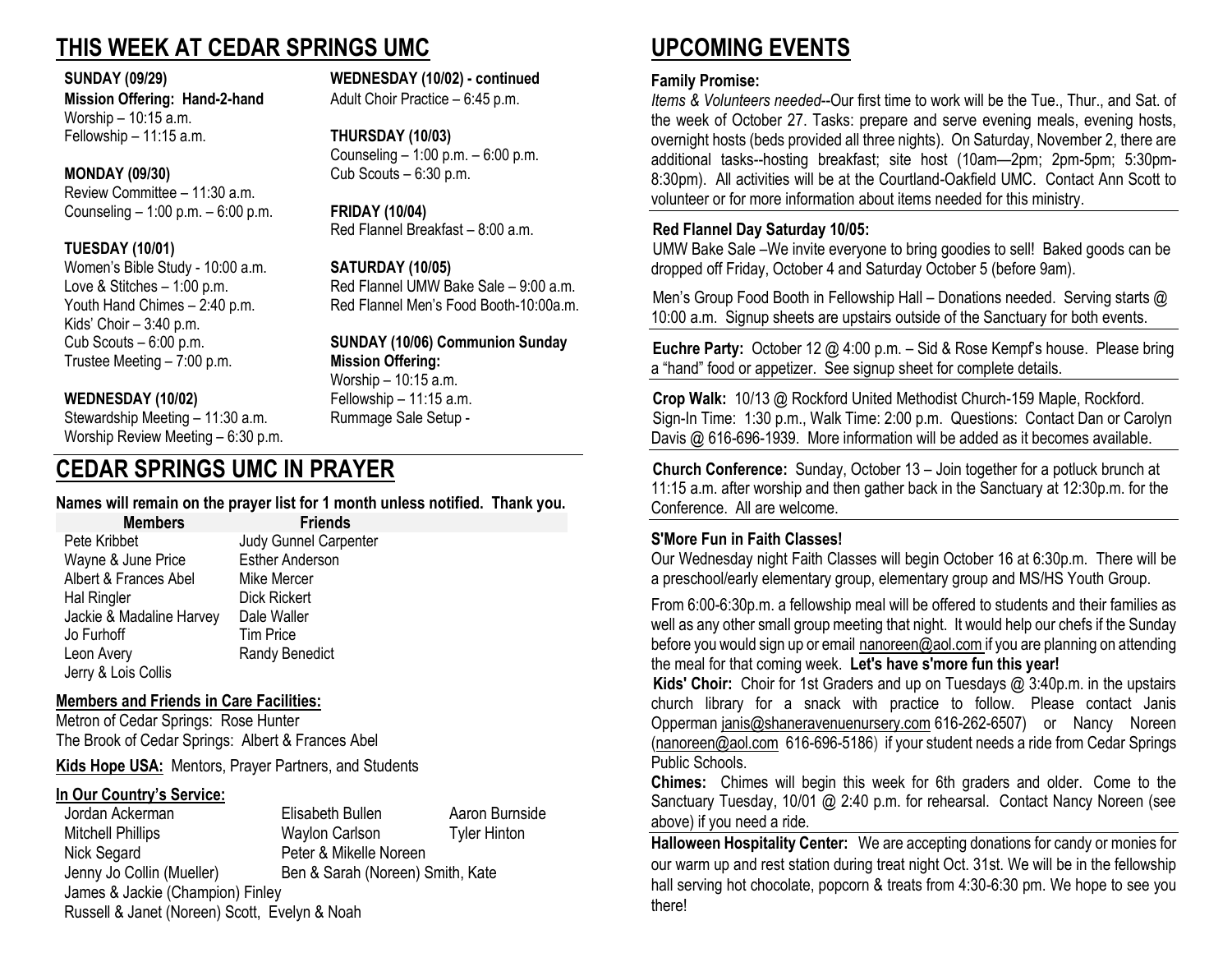# THIS WEEK AT CEDAR SPRINGS UMC

**SUNDAY (09/29)**
**Mission Offering: Hand-2-hand**
Worship – 10:15 a.m.
Fellowship – 11:15 a.m.

**MONDAY (09/30)**
Review Committee – 11:30 a.m.
Counseling – 1:00 p.m. – 6:00 p.m.

**TUESDAY (10/01)**
Women's Bible Study - 10:00 a.m.
Love & Stitches – 1:00 p.m.
Youth Hand Chimes – 2:40 p.m.
Kids' Choir – 3:40 p.m.
Cub Scouts – 6:00 p.m.
Trustee Meeting – 7:00 p.m.

**WEDNESDAY (10/02)**
Stewardship Meeting – 11:30 a.m.
Worship Review Meeting – 6:30 p.m.

**WEDNESDAY (10/02) - continued**
Adult Choir Practice – 6:45 p.m.

**THURSDAY (10/03)**
Counseling – 1:00 p.m. – 6:00 p.m.
Cub Scouts – 6:30 p.m.

**FRIDAY (10/04)**
Red Flannel Breakfast – 8:00 a.m.

**SATURDAY (10/05)**
Red Flannel UMW Bake Sale – 9:00 a.m.
Red Flannel Men's Food Booth-10:00a.m.

**SUNDAY (10/06) Communion Sunday**
**Mission Offering:**
Worship – 10:15 a.m.
Fellowship – 11:15 a.m.
Rummage Sale Setup -

# CEDAR SPRINGS UMC IN PRAYER

**Names will remain on the prayer list for 1 month unless notified. Thank you.**

| Members | Friends |
|---|---|
| Pete Kribbet | Judy Gunnel Carpenter |
| Wayne & June Price | Esther Anderson |
| Albert & Frances Abel | Mike Mercer |
| Hal Ringler | Dick Rickert |
| Jackie & Madaline Harvey | Dale Waller |
| Jo Furhoff | Tim Price |
| Leon Avery | Randy Benedict |
| Jerry & Lois Collis | |

**Members and Friends in Care Facilities:**
Metron of Cedar Springs: Rose Hunter
The Brook of Cedar Springs: Albert & Frances Abel

**Kids Hope USA:** Mentors, Prayer Partners, and Students

**In Our Country's Service:**
Jordan Ackerman, Elisabeth Bullen, Aaron Burnside
Mitchell Phillips, Waylon Carlson, Tyler Hinton
Nick Segard, Peter & Mikelle Noreen
Jenny Jo Collin (Mueller), Ben & Sarah (Noreen) Smith, Kate
James & Jackie (Champion) Finley
Russell & Janet (Noreen) Scott, Evelyn & Noah

# UPCOMING EVENTS

**Family Promise:**
*Items & Volunteers needed*--Our first time to work will be the Tue., Thur., and Sat. of the week of October 27. Tasks: prepare and serve evening meals, evening hosts, overnight hosts (beds provided all three nights). On Saturday, November 2, there are additional tasks--hosting breakfast; site host (10am—2pm; 2pm-5pm; 5:30pm-8:30pm). All activities will be at the Courtland-Oakfield UMC. Contact Ann Scott to volunteer or for more information about items needed for this ministry.

**Red Flannel Day Saturday 10/05:**
UMW Bake Sale –We invite everyone to bring goodies to sell! Baked goods can be dropped off Friday, October 4 and Saturday October 5 (before 9am).

Men's Group Food Booth in Fellowship Hall – Donations needed. Serving starts @ 10:00 a.m. Signup sheets are upstairs outside of the Sanctuary for both events.

**Euchre Party:** October 12 @ 4:00 p.m. – Sid & Rose Kempf's house. Please bring a "hand" food or appetizer. See signup sheet for complete details.

**Crop Walk:** 10/13 @ Rockford United Methodist Church-159 Maple, Rockford. Sign-In Time: 1:30 p.m., Walk Time: 2:00 p.m. Questions: Contact Dan or Carolyn Davis @ 616-696-1939. More information will be added as it becomes available.

**Church Conference:** Sunday, October 13 – Join together for a potluck brunch at 11:15 a.m. after worship and then gather back in the Sanctuary at 12:30p.m. for the Conference. All are welcome.

**S'More Fun in Faith Classes!**
Our Wednesday night Faith Classes will begin October 16 at 6:30p.m. There will be a preschool/early elementary group, elementary group and MS/HS Youth Group.

From 6:00-6:30p.m. a fellowship meal will be offered to students and their families as well as any other small group meeting that night. It would help our chefs if the Sunday before you would sign up or email nanoreen@aol.com if you are planning on attending the meal for that coming week. **Let's have s'more fun this year!**

**Kids' Choir:** Choir for 1st Graders and up on Tuesdays @ 3:40p.m. in the upstairs church library for a snack with practice to follow. Please contact Janis Opperman janis@shaneravenuenursery.com 616-262-6507) or Nancy Noreen (nanoreen@aol.com 616-696-5186) if your student needs a ride from Cedar Springs Public Schools.

**Chimes:** Chimes will begin this week for 6th graders and older. Come to the Sanctuary Tuesday, 10/01 @ 2:40 p.m. for rehearsal. Contact Nancy Noreen (see above) if you need a ride.

**Halloween Hospitality Center:** We are accepting donations for candy or monies for our warm up and rest station during treat night Oct. 31st. We will be in the fellowship hall serving hot chocolate, popcorn & treats from 4:30-6:30 pm. We hope to see you there!